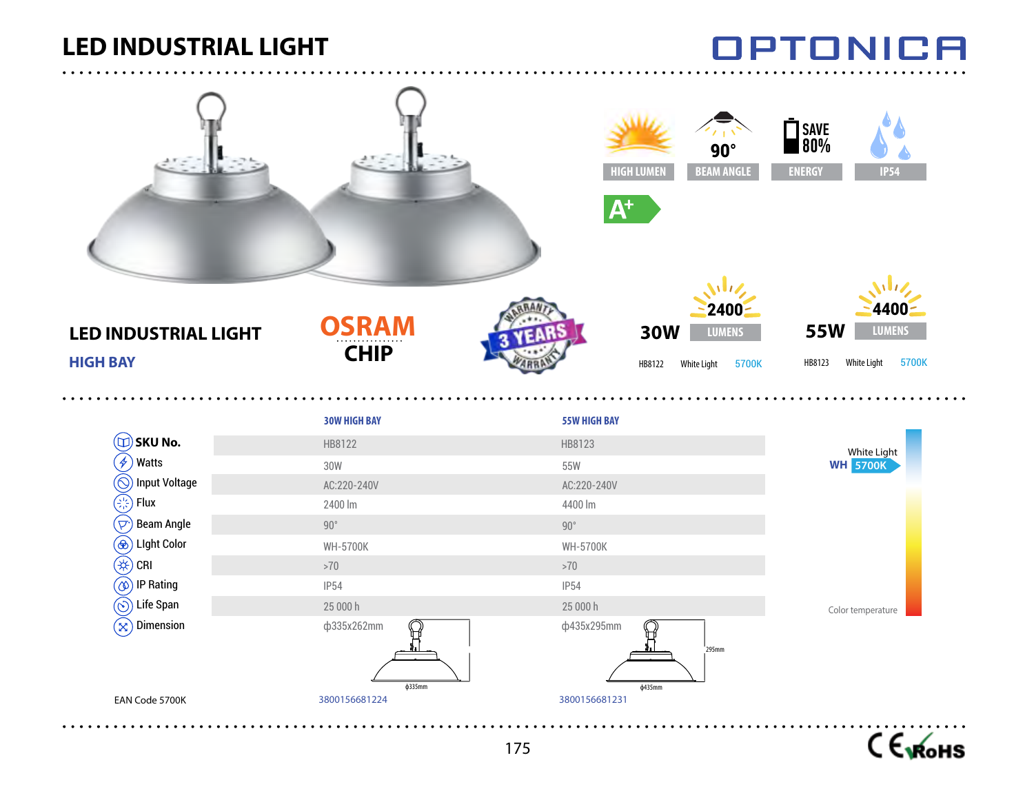# LED INDUSTRIAL LIGHT

OPTONICA

HIGH LUMEN | 90° BEAM ANGLE | SAVE 80% ENERGY | IP54

A+

## LED INDUSTRIAL LIGHT

### HIGH BAY

OSRAM CHIP

3 YEARS WARRANTY

**30W** — 2400 LUMENS — HB8122 White Light 5700K

**55W** — 4400 LUMENS — HB8123 White Light 5700K

| | 30W HIGH BAY | 55W HIGH BAY |
|---|---|---|
| SKU No. | HB8122 | HB8123 |
| Watts | 30W | 55W |
| Input Voltage | AC:220-240V | AC:220-240V |
| Flux | 2400 lm | 4400 lm |
| Beam Angle | 90° | 90° |
| LIght Color | WH-5700K | WH-5700K |
| CRI | >70 | >70 |
| IP Rating | IP54 | IP54 |
| Life Span | 25 000 h | 25 000 h |
| Dimension | ф335x262mm | ф435x295mm |
| EAN Code 5700K | 3800156681224 | 3800156681231 |

White Light WH 5700K

Color temperature

CE RoHS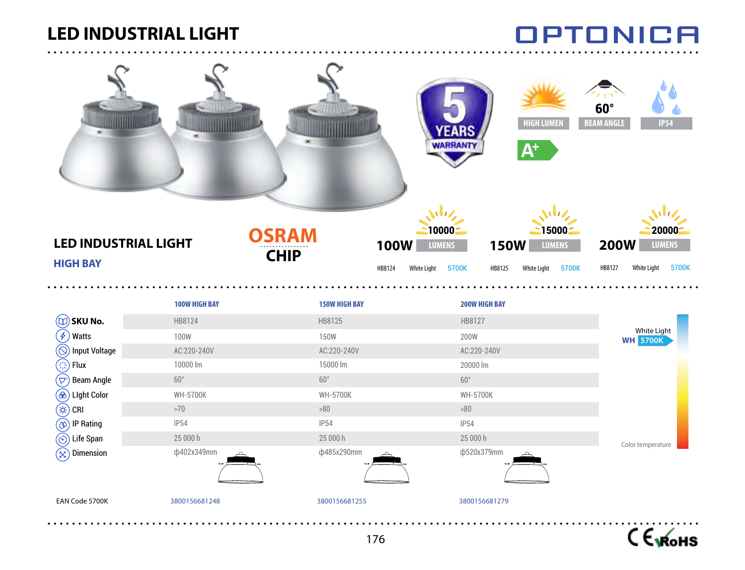# LED INDUSTRIAL LIGHT

OPTONICA

5 YEARS WARRANTY

HIGH LUMEN | 60° BEAM ANGLE | IP54

A+

## LED INDUSTRIAL LIGHT

### HIGH BAY

OSRAM CHIP

| 100W 10000 LUMENS | 150W 15000 LUMENS | 200W 20000 LUMENS |
|---|---|---|
| HB8124 White Light 5700K | HB8125 White Light 5700K | HB8127 White Light 5700K |

| | 100W HIGH BAY | 150W HIGH BAY | 200W HIGH BAY |
|---|---|---|---|
| **SKU No.** | HB8124 | HB8125 | HB8127 |
| Watts | 100W | 150W | 200W |
| Input Voltage | AC:220-240V | AC:220-240V | AC:220-240V |
| Flux | 10000 lm | 15000 lm | 20000 lm |
| Beam Angle | 60° | 60° | 60° |
| LIght Color | WH-5700K | WH-5700K | WH-5700K |
| CRI | >70 | >80 | >80 |
| IP Rating | IP54 | IP54 | IP54 |
| Life Span | 25 000 h | 25 000 h | 25 000 h |
| Dimension | ф402x349mm | ф485x290mm | ф520x379mm |
| EAN Code 5700K | 3800156681248 | 3800156681255 | 3800156681279 |

White Light WH 5700K

Color temperature

CE RoHS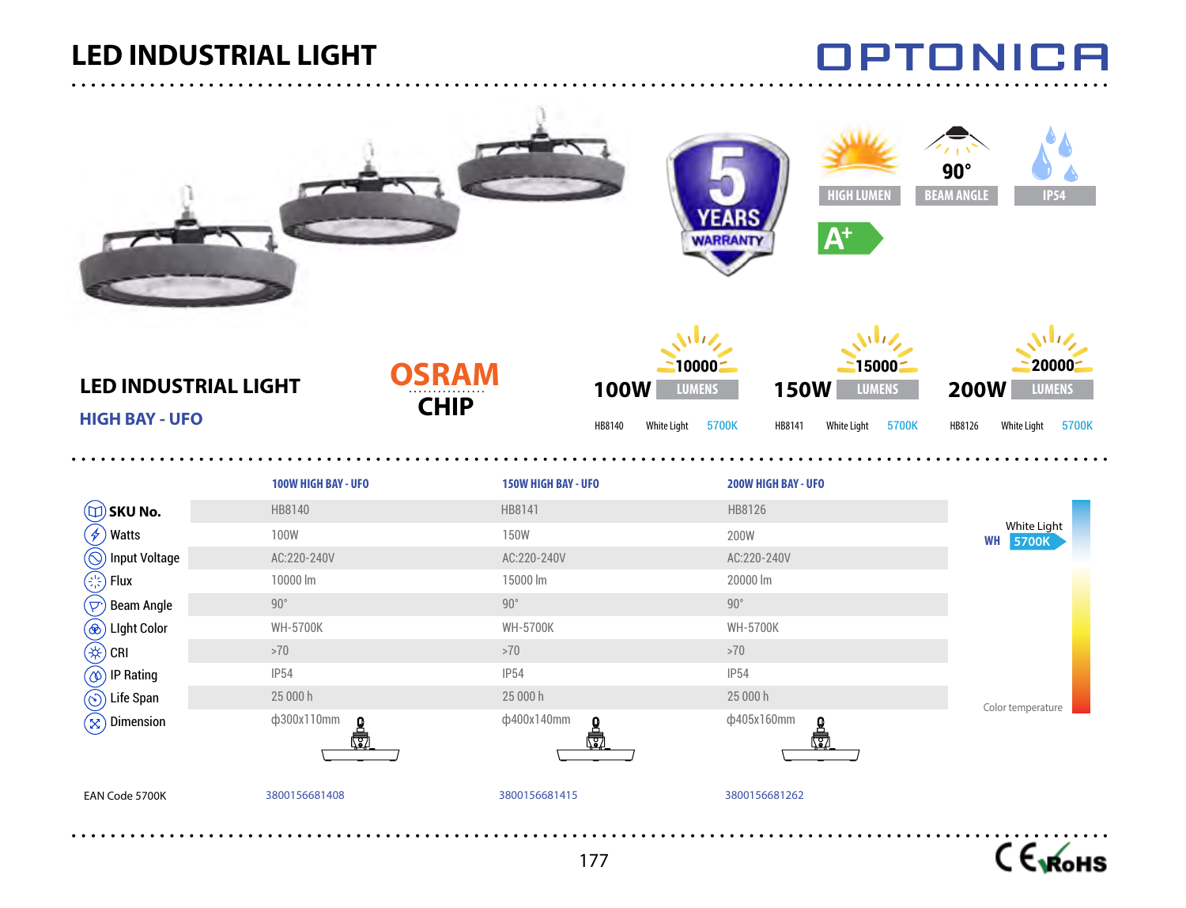# LED INDUSTRIAL LIGHT

OPTONICA

5 YEARS WARRANTY

HIGH LUMEN

90° BEAM ANGLE

IP54

A+

## LED INDUSTRIAL LIGHT

### HIGH BAY - UFO

OSRAM CHIP

100W — 10000 LUMENS — HB8140 White Light 5700K

150W — 15000 LUMENS — HB8141 White Light 5700K

200W — 20000 LUMENS — HB8126 White Light 5700K

| | 100W HIGH BAY - UFO | 150W HIGH BAY - UFO | 200W HIGH BAY - UFO |
|---|---|---|---|
| SKU No. | HB8140 | HB8141 | HB8126 |
| Watts | 100W | 150W | 200W |
| Input Voltage | AC:220-240V | AC:220-240V | AC:220-240V |
| Flux | 10000 lm | 15000 lm | 20000 lm |
| Beam Angle | 90° | 90° | 90° |
| LIght Color | WH-5700K | WH-5700K | WH-5700K |
| CRI | >70 | >70 | >70 |
| IP Rating | IP54 | IP54 | IP54 |
| Life Span | 25 000 h | 25 000 h | 25 000 h |
| Dimension | ф300x110mm | ф400x140mm | ф405x160mm |
| EAN Code 5700K | 3800156681408 | 3800156681415 | 3800156681262 |

White Light
WH 5700K

Color temperature

CE RoHS